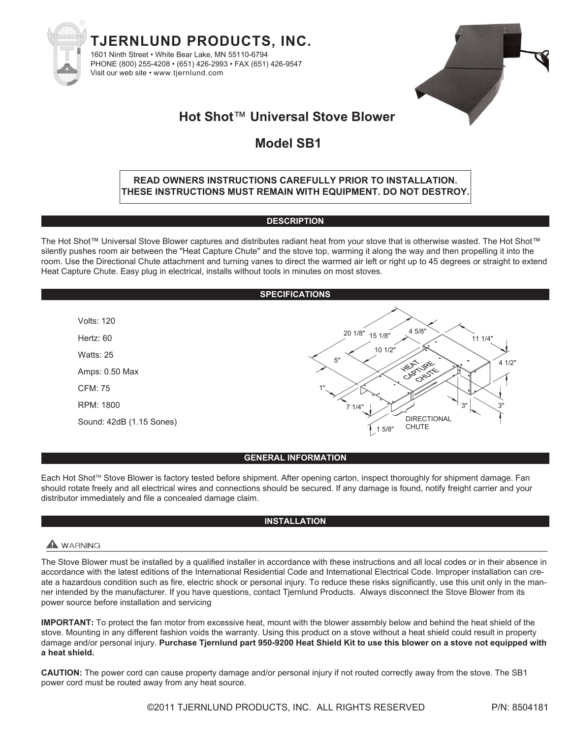# TJERNLUND PRODUCTS, INC.

1601 Ninth Street • White Bear Lake, MN 55110-6794
PHONE (800) 255-4208 • (651) 426-2993 • FAX (651) 426-9547
Visit our web site • www.tjernlund.com

## Hot Shot™ Universal Stove Blower

## Model SB1

**READ OWNERS INSTRUCTIONS CAREFULLY PRIOR TO INSTALLATION.
THESE INSTRUCTIONS MUST REMAIN WITH EQUIPMENT. DO NOT DESTROY.**

### DESCRIPTION

The Hot Shot™ Universal Stove Blower captures and distributes radiant heat from your stove that is otherwise wasted. The Hot Shot™ silently pushes room air between the "Heat Capture Chute" and the stove top, warming it along the way and then propelling it into the room. Use the Directional Chute attachment and turning vanes to direct the warmed air left or right up to 45 degrees or straight to extend Heat Capture Chute. Easy plug in electrical, installs without tools in minutes on most stoves.

### SPECIFICATIONS

Volts: 120

Hertz: 60

Watts: 25

Amps: 0.50 Max

CFM: 75

RPM: 1800

Sound: 42dB (1.15 Sones)

### GENERAL INFORMATION

Each Hot Shot™ Stove Blower is factory tested before shipment. After opening carton, inspect thoroughly for shipment damage. Fan should rotate freely and all electrical wires and connections should be secured. If any damage is found, notify freight carrier and your distributor immediately and file a concealed damage claim.

### INSTALLATION

⚠ WARNING

The Stove Blower must be installed by a qualified installer in accordance with these instructions and all local codes or in their absence in accordance with the latest editions of the International Residential Code and International Electrical Code. Improper installation can create a hazardous condition such as fire, electric shock or personal injury. To reduce these risks significantly, use this unit only in the manner intended by the manufacturer. If you have questions, contact Tjernlund Products. Always disconnect the Stove Blower from its power source before installation and servicing

**IMPORTANT:** To protect the fan motor from excessive heat, mount with the blower assembly below and behind the heat shield of the stove. Mounting in any different fashion voids the warranty. Using this product on a stove without a heat shield could result in property damage and/or personal injury. **Purchase Tjernlund part 950-9200 Heat Shield Kit to use this blower on a stove not equipped with a heat shield.**

**CAUTION:** The power cord can cause property damage and/or personal injury if not routed correctly away from the stove. The SB1 power cord must be routed away from any heat source.

©2011 TJERNLUND PRODUCTS, INC. ALL RIGHTS RESERVED P/N: 8504181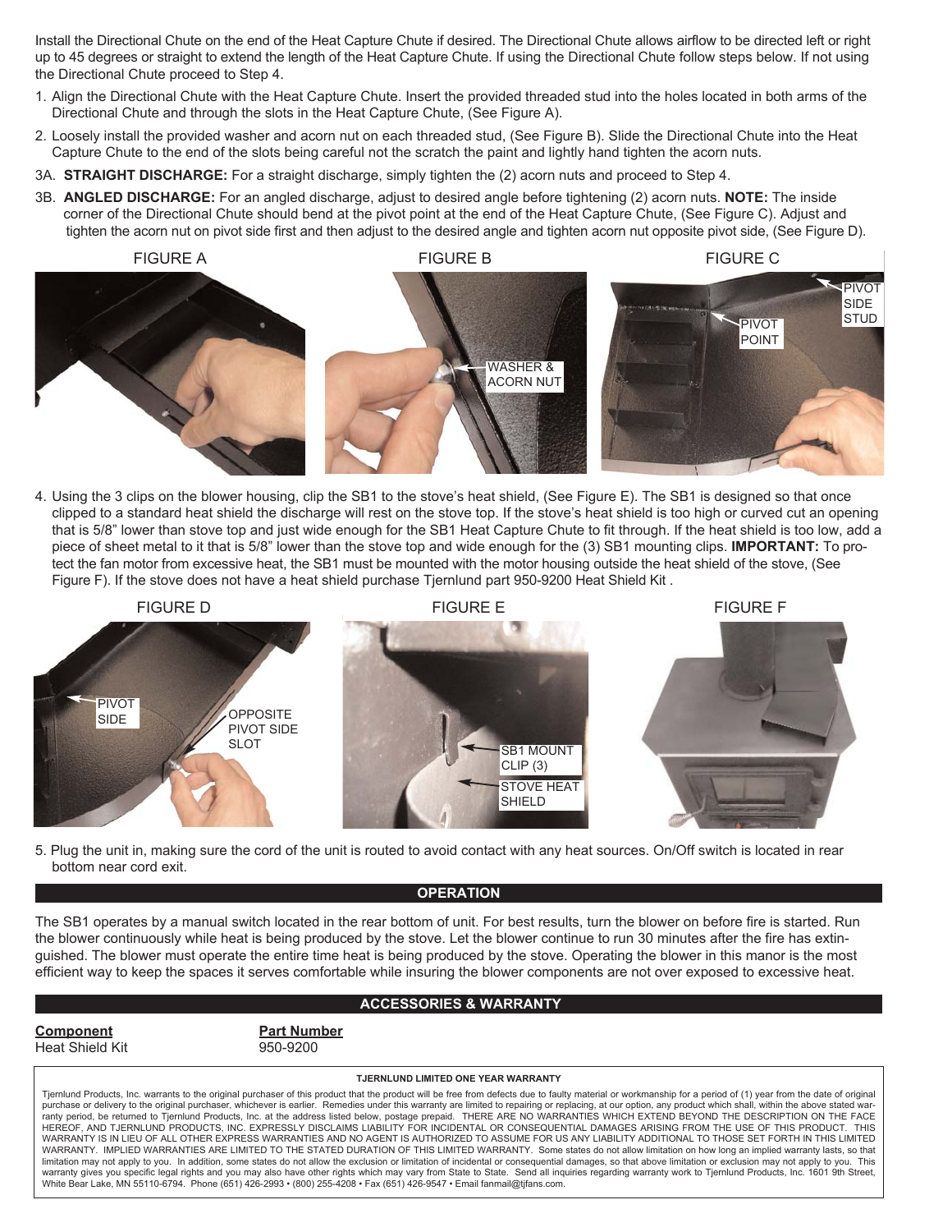Install the Directional Chute on the end of the Heat Capture Chute if desired. The Directional Chute allows airflow to be directed left or right up to 45 degrees or straight to extend the length of the Heat Capture Chute. If using the Directional Chute follow steps below. If not using the Directional Chute proceed to Step 4.

1. Align the Directional Chute with the Heat Capture Chute. Insert the provided threaded stud into the holes located in both arms of the Directional Chute and through the slots in the Heat Capture Chute, (See Figure A).
2. Loosely install the provided washer and acorn nut on each threaded stud, (See Figure B). Slide the Directional Chute into the Heat Capture Chute to the end of the slots being careful not the scratch the paint and lightly hand tighten the acorn nuts.

3A. **STRAIGHT DISCHARGE:** For a straight discharge, simply tighten the (2) acorn nuts and proceed to Step 4.

3B. **ANGLED DISCHARGE:** For an angled discharge, adjust to desired angle before tightening (2) acorn nuts. **NOTE:** The inside corner of the Directional Chute should bend at the pivot point at the end of the Heat Capture Chute, (See Figure C). Adjust and tighten the acorn nut on pivot side first and then adjust to the desired angle and tighten acorn nut opposite pivot side, (See Figure D).

FIGURE A

FIGURE B

WASHER & ACORN NUT

FIGURE C

PIVOT POINT

PIVOT SIDE STUD

4. Using the 3 clips on the blower housing, clip the SB1 to the stove's heat shield, (See Figure E). The SB1 is designed so that once clipped to a standard heat shield the discharge will rest on the stove top. If the stove's heat shield is too high or curved cut an opening that is 5/8" lower than stove top and just wide enough for the SB1 Heat Capture Chute to fit through. If the heat shield is too low, add a piece of sheet metal to it that is 5/8" lower than the stove top and wide enough for the (3) SB1 mounting clips. **IMPORTANT:** To protect the fan motor from excessive heat, the SB1 must be mounted with the motor housing outside the heat shield of the stove, (See Figure F). If the stove does not have a heat shield purchase Tjernlund part 950-9200 Heat Shield Kit .

FIGURE D

PIVOT SIDE

OPPOSITE PIVOT SIDE SLOT

FIGURE E

SB1 MOUNT CLIP (3)

STOVE HEAT SHIELD

FIGURE F

5. Plug the unit in, making sure the cord of the unit is routed to avoid contact with any heat sources. On/Off switch is located in rear bottom near cord exit.

## OPERATION

The SB1 operates by a manual switch located in the rear bottom of unit. For best results, turn the blower on before fire is started. Run the blower continuously while heat is being produced by the stove. Let the blower continue to run 30 minutes after the fire has extinguished. The blower must operate the entire time heat is being produced by the stove. Operating the blower in this manor is the most efficient way to keep the spaces it serves comfortable while insuring the blower components are not over exposed to excessive heat.

## ACCESSORIES & WARRANTY

| Component | Part Number |
|---|---|
| Heat Shield Kit | 950-9200 |

**TJERNLUND LIMITED ONE YEAR WARRANTY**

Tjernlund Products, Inc. warrants to the original purchaser of this product that the product will be free from defects due to faulty material or workmanship for a period of (1) year from the date of original purchase or delivery to the original purchaser, whichever is earlier. Remedies under this warranty are limited to repairing or replacing, at our option, any product which shall, within the above stated warranty period, be returned to Tjernlund Products, Inc. at the address listed below, postage prepaid. THERE ARE NO WARRANTIES WHICH EXTEND BEYOND THE DESCRIPTION ON THE FACE HEREOF, AND TJERNLUND PRODUCTS, INC. EXPRESSLY DISCLAIMS LIABILITY FOR INCIDENTAL OR CONSEQUENTIAL DAMAGES ARISING FROM THE USE OF THIS PRODUCT. THIS WARRANTY IS IN LIEU OF ALL OTHER EXPRESS WARRANTIES AND NO AGENT IS AUTHORIZED TO ASSUME FOR US ANY LIABILITY ADDITIONAL TO THOSE SET FORTH IN THIS LIMITED WARRANTY. IMPLIED WARRANTIES ARE LIMITED TO THE STATED DURATION OF THIS LIMITED WARRANTY. Some states do not allow limitation on how long an implied warranty lasts, so that limitation may not apply to you. In addition, some states do not allow the exclusion or limitation of incidental or consequential damages, so that above limitation or exclusion may not apply to you. This warranty gives you specific legal rights and you may also have other rights which may vary from State to State. Send all inquiries regarding warranty work to Tjernlund Products, Inc. 1601 9th Street, White Bear Lake, MN 55110-6794. Phone (651) 426-2993 • (800) 255-4208 • Fax (651) 426-9547 • Email fanmail@tjfans.com.